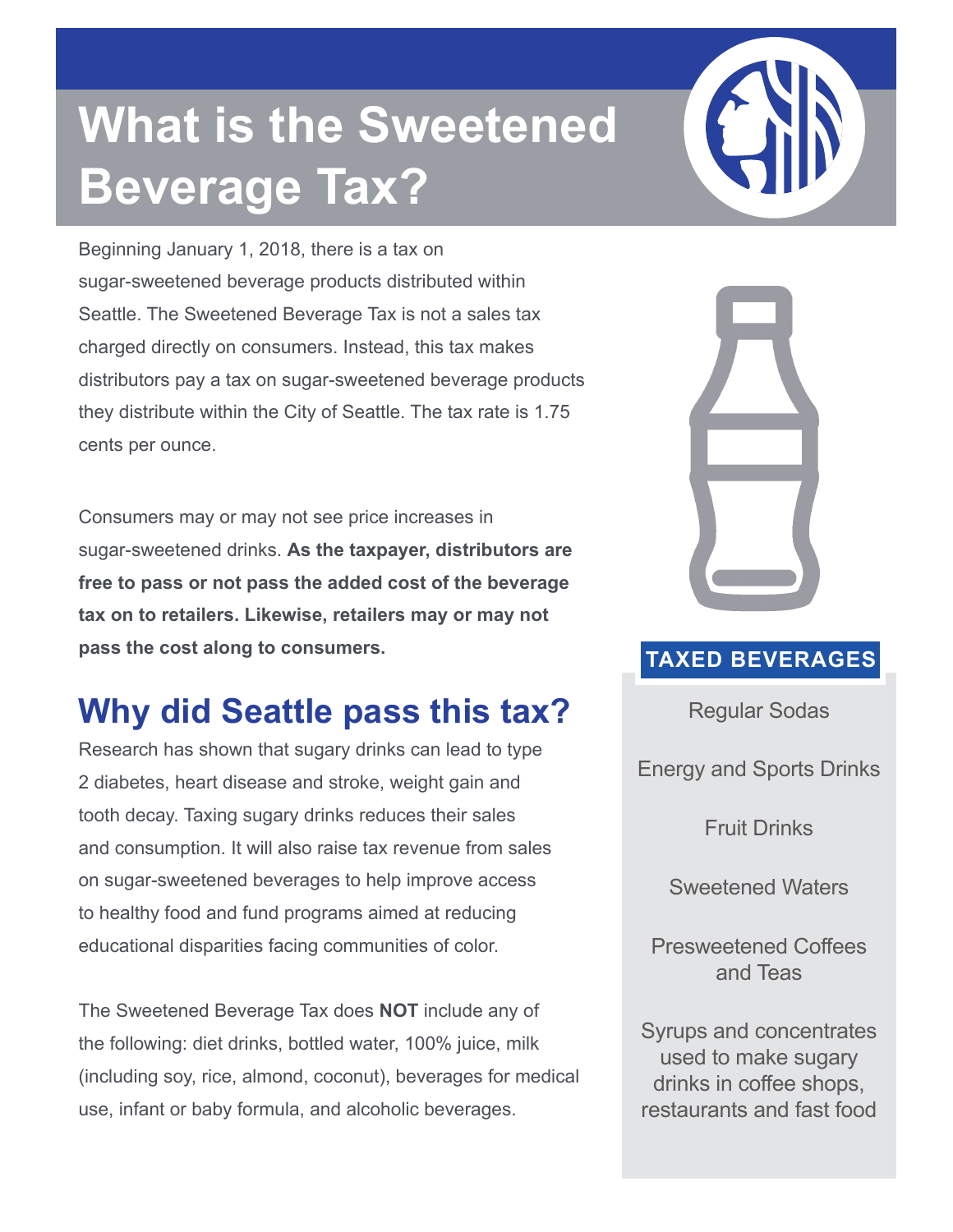# What is the Sweetened Beverage Tax?

Beginning January 1, 2018, there is a tax on sugar-sweetened beverage products distributed within Seattle. The Sweetened Beverage Tax is not a sales tax charged directly on consumers. Instead, this tax makes distributors pay a tax on sugar-sweetened beverage products they distribute within the City of Seattle. The tax rate is 1.75 cents per ounce.

Consumers may or may not see price increases in sugar-sweetened drinks. **As the taxpayer, distributors are free to pass or not pass the added cost of the beverage tax on to retailers. Likewise, retailers may or may not pass the cost along to consumers.**

## Why did Seattle pass this tax?

Research has shown that sugary drinks can lead to type 2 diabetes, heart disease and stroke, weight gain and tooth decay. Taxing sugary drinks reduces their sales and consumption. It will also raise tax revenue from sales on sugar-sweetened beverages to help improve access to healthy food and fund programs aimed at reducing educational disparities facing communities of color.

The Sweetened Beverage Tax does **NOT** include any of the following: diet drinks, bottled water, 100% juice, milk (including soy, rice, almond, coconut), beverages for medical use, infant or baby formula, and alcoholic beverages.

### TAXED BEVERAGES

- Regular Sodas
- Energy and Sports Drinks
- Fruit Drinks
- Sweetened Waters
- Presweetened Coffees and Teas
- Syrups and concentrates used to make sugary drinks in coffee shops, restaurants and fast food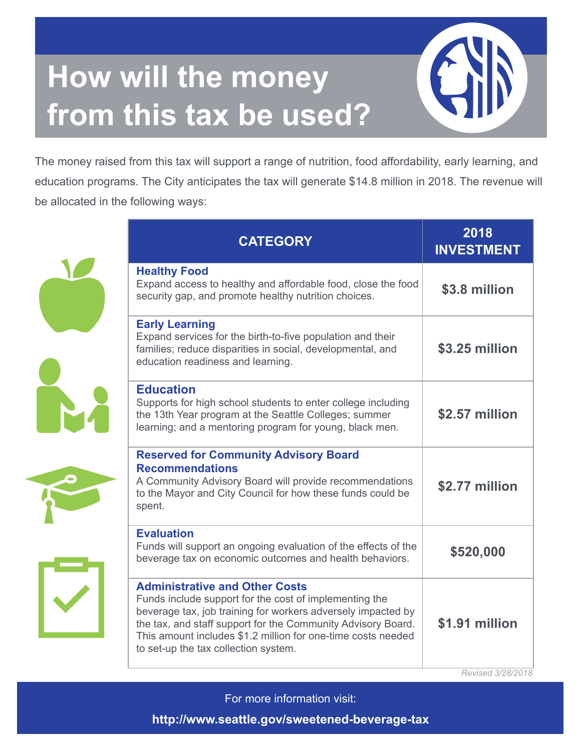# How will the money from this tax be used?

The money raised from this tax will support a range of nutrition, food affordability, early learning, and education programs. The City anticipates the tax will generate $14.8 million in 2018. The revenue will be allocated in the following ways:

| CATEGORY | 2018 INVESTMENT |
|---|---|
| **Healthy Food**<br>Expand access to healthy and affordable food, close the food security gap, and promote healthy nutrition choices. | **$3.8 million** |
| **Early Learning**<br>Expand services for the birth-to-five population and their families; reduce disparities in social, developmental, and education readiness and learning. | **$3.25 million** |
| **Education**<br>Supports for high school students to enter college including the 13th Year program at the Seattle Colleges; summer learning; and a mentoring program for young, black men. | **$2.57 million** |
| **Reserved for Community Advisory Board Recommendations**<br>A Community Advisory Board will provide recommendations to the Mayor and City Council for how these funds could be spent. | **$2.77 million** |
| **Evaluation**<br>Funds will support an ongoing evaluation of the effects of the beverage tax on economic outcomes and health behaviors. | **$520,000** |
| **Administrative and Other Costs**<br>Funds include support for the cost of implementing the beverage tax, job training for workers adversely impacted by the tax, and staff support for the Community Advisory Board. This amount includes $1.2 million for one-time costs needed to set-up the tax collection system. | **$1.91 million** |

*Revised 3/28/2018*

For more information visit:

**http://www.seattle.gov/sweetened-beverage-tax**